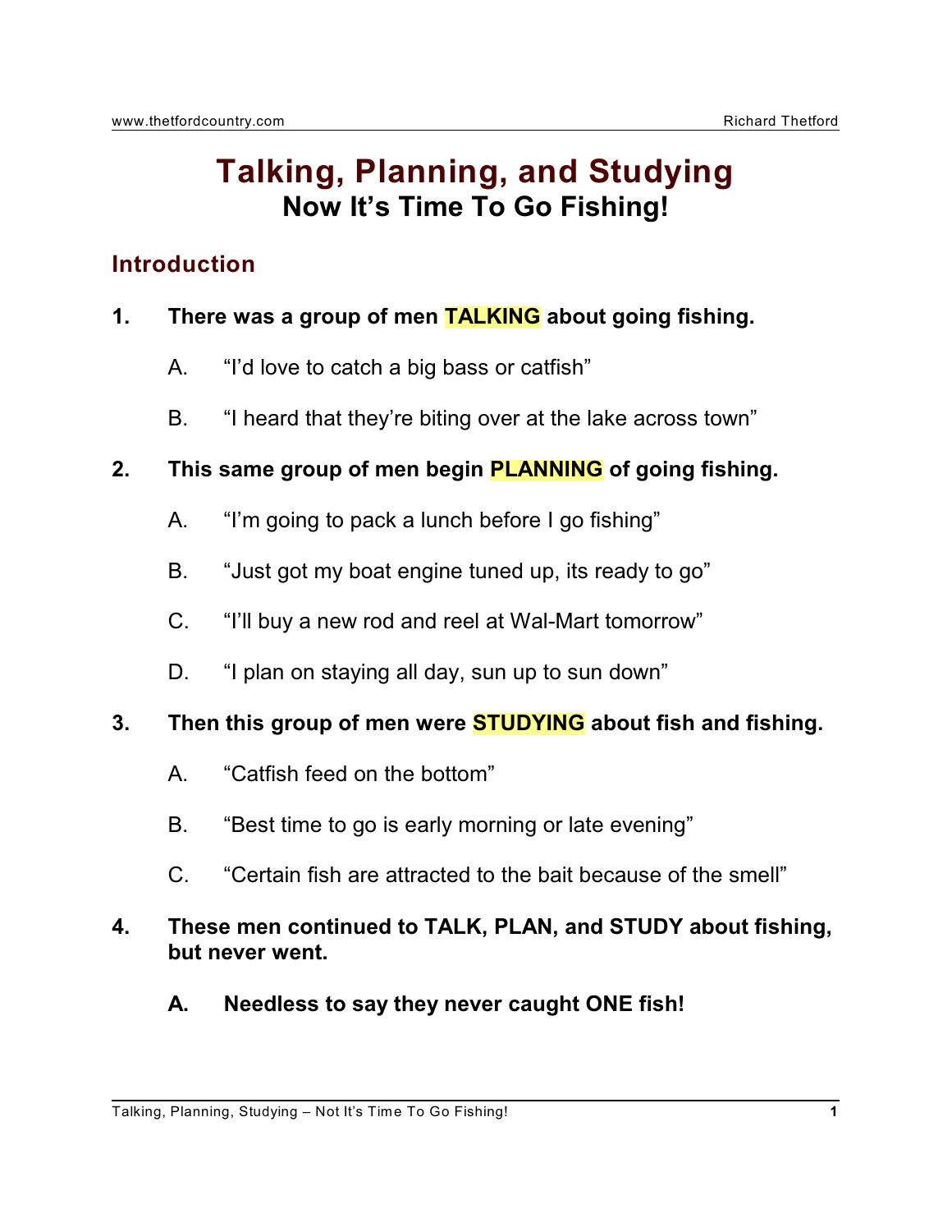# Talking, Planning, and Studying

## Now It's Time To Go Fishing!

### Introduction

**1. There was a group of men TALKING about going fishing.**

   A. "I'd love to catch a big bass or catfish"

   B. "I heard that they're biting over at the lake across town"

**2. This same group of men begin PLANNING of going fishing.**

   A. "I'm going to pack a lunch before I go fishing"

   B. "Just got my boat engine tuned up, its ready to go"

   C. "I'll buy a new rod and reel at Wal-Mart tomorrow"

   D. "I plan on staying all day, sun up to sun down"

**3. Then this group of men were STUDYING about fish and fishing.**

   A. "Catfish feed on the bottom"

   B. "Best time to go is early morning or late evening"

   C. "Certain fish are attracted to the bait because of the smell"

**4. These men continued to TALK, PLAN, and STUDY about fishing, but never went.**

   **A. Needless to say they never caught ONE fish!**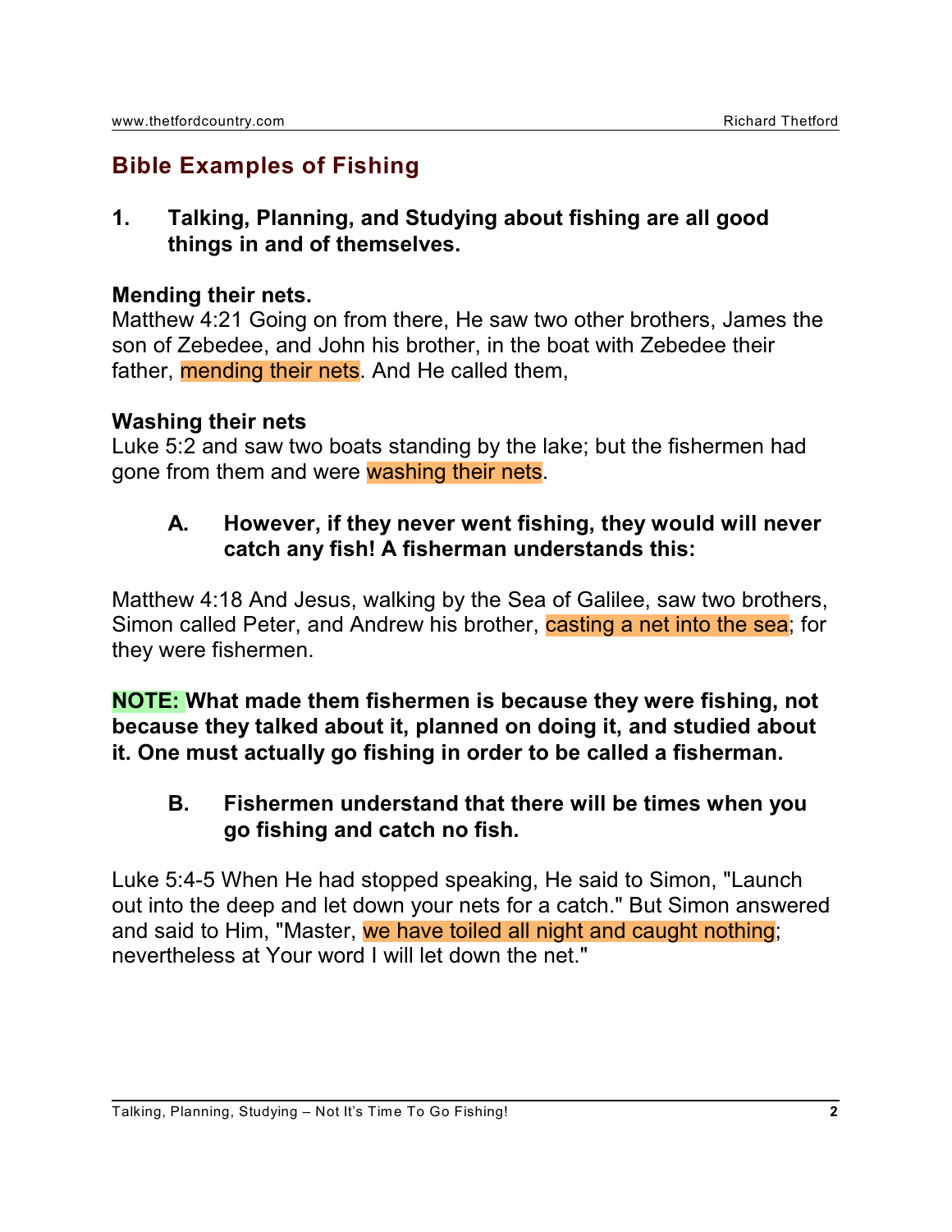## Bible Examples of Fishing

**1. Talking, Planning, and Studying about fishing are all good things in and of themselves.**

**Mending their nets.**
Matthew 4:21 Going on from there, He saw two other brothers, James the son of Zebedee, and John his brother, in the boat with Zebedee their father, mending their nets. And He called them,

**Washing their nets**
Luke 5:2 and saw two boats standing by the lake; but the fishermen had gone from them and were washing their nets.

**A. However, if they never went fishing, they would will never catch any fish! A fisherman understands this:**

Matthew 4:18 And Jesus, walking by the Sea of Galilee, saw two brothers, Simon called Peter, and Andrew his brother, casting a net into the sea; for they were fishermen.

**NOTE: What made them fishermen is because they were fishing, not because they talked about it, planned on doing it, and studied about it. One must actually go fishing in order to be called a fisherman.**

**B. Fishermen understand that there will be times when you go fishing and catch no fish.**

Luke 5:4-5 When He had stopped speaking, He said to Simon, "Launch out into the deep and let down your nets for a catch." But Simon answered and said to Him, "Master, we have toiled all night and caught nothing; nevertheless at Your word I will let down the net."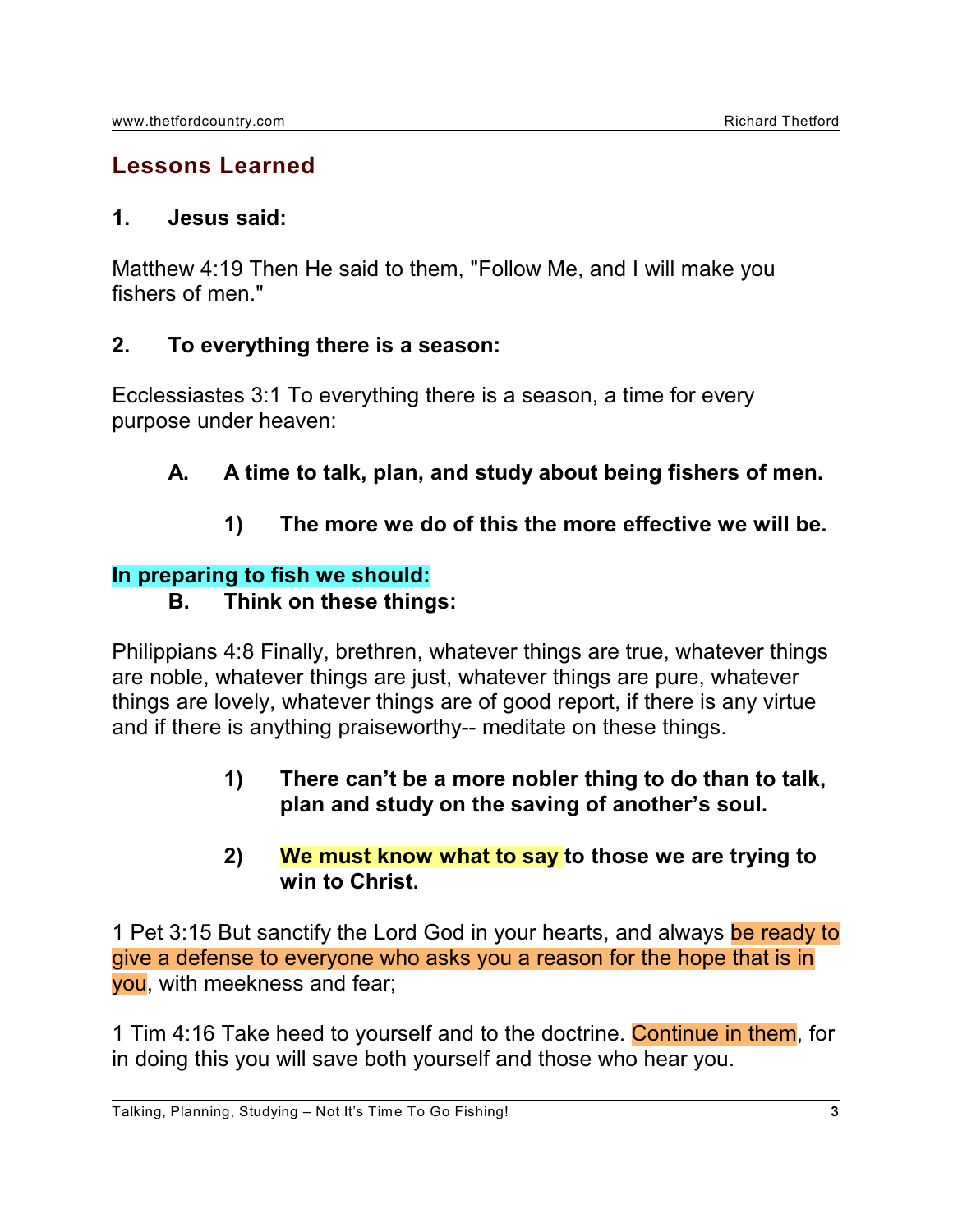## Lessons Learned

**1. Jesus said:**

Matthew 4:19 Then He said to them, "Follow Me, and I will make you fishers of men."

**2. To everything there is a season:**

Ecclesiastes 3:1 To everything there is a season, a time for every purpose under heaven:

**A. A time to talk, plan, and study about being fishers of men.**

**1) The more we do of this the more effective we will be.**

**In preparing to fish we should:**

**B. Think on these things:**

Philippians 4:8 Finally, brethren, whatever things are true, whatever things are noble, whatever things are just, whatever things are pure, whatever things are lovely, whatever things are of good report, if there is any virtue and if there is anything praiseworthy-- meditate on these things.

**1) There can't be a more nobler thing to do than to talk, plan and study on the saving of another's soul.**

**2) We must know what to say to those we are trying to win to Christ.**

1 Pet 3:15 But sanctify the Lord God in your hearts, and always be ready to give a defense to everyone who asks you a reason for the hope that is in you, with meekness and fear;

1 Tim 4:16 Take heed to yourself and to the doctrine. Continue in them, for in doing this you will save both yourself and those who hear you.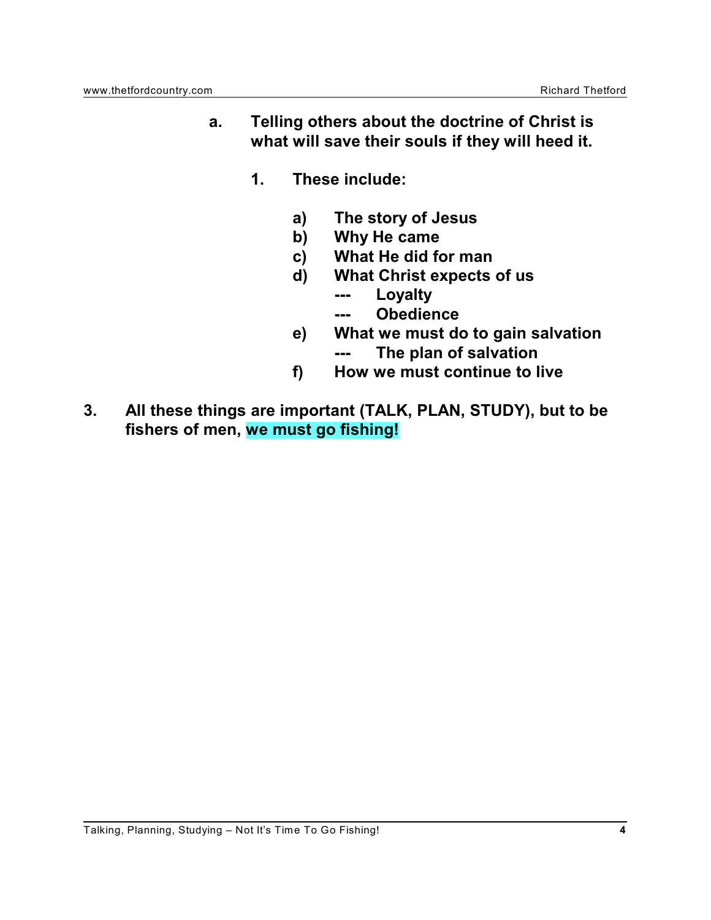**a. Telling others about the doctrine of Christ is what will save their souls if they will heed it.**

**1. These include:**

**a) The story of Jesus**
**b) Why He came**
**c) What He did for man**
**d) What Christ expects of us**
**--- Loyalty**
**--- Obedience**
**e) What we must do to gain salvation**
**--- The plan of salvation**
**f) How we must continue to live**

**3. All these things are important (TALK, PLAN, STUDY), but to be fishers of men, we must go fishing!**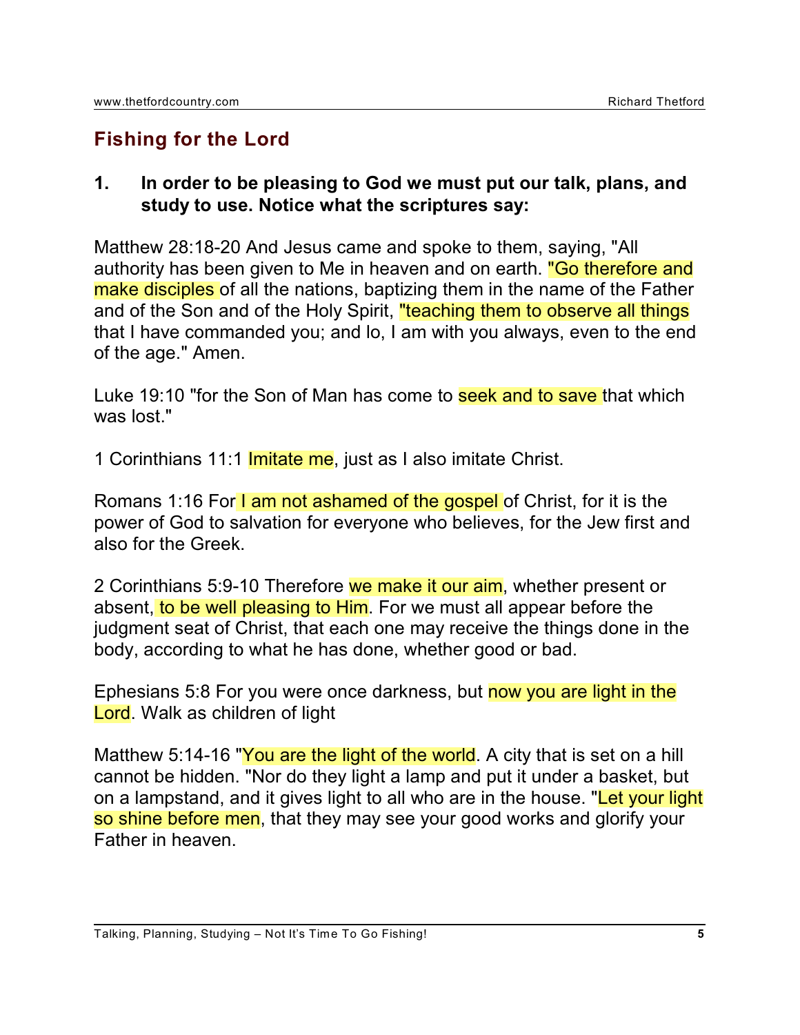## Fishing for the Lord

**1. In order to be pleasing to God we must put our talk, plans, and study to use. Notice what the scriptures say:**

Matthew 28:18-20 And Jesus came and spoke to them, saying, "All authority has been given to Me in heaven and on earth. "Go therefore and make disciples of all the nations, baptizing them in the name of the Father and of the Son and of the Holy Spirit, "teaching them to observe all things that I have commanded you; and lo, I am with you always, even to the end of the age." Amen.

Luke 19:10 "for the Son of Man has come to seek and to save that which was lost."

1 Corinthians 11:1 Imitate me, just as I also imitate Christ.

Romans 1:16 For I am not ashamed of the gospel of Christ, for it is the power of God to salvation for everyone who believes, for the Jew first and also for the Greek.

2 Corinthians 5:9-10 Therefore we make it our aim, whether present or absent, to be well pleasing to Him. For we must all appear before the judgment seat of Christ, that each one may receive the things done in the body, according to what he has done, whether good or bad.

Ephesians 5:8 For you were once darkness, but now you are light in the Lord. Walk as children of light

Matthew 5:14-16 "You are the light of the world. A city that is set on a hill cannot be hidden. "Nor do they light a lamp and put it under a basket, but on a lampstand, and it gives light to all who are in the house. "Let your light so shine before men, that they may see your good works and glorify your Father in heaven.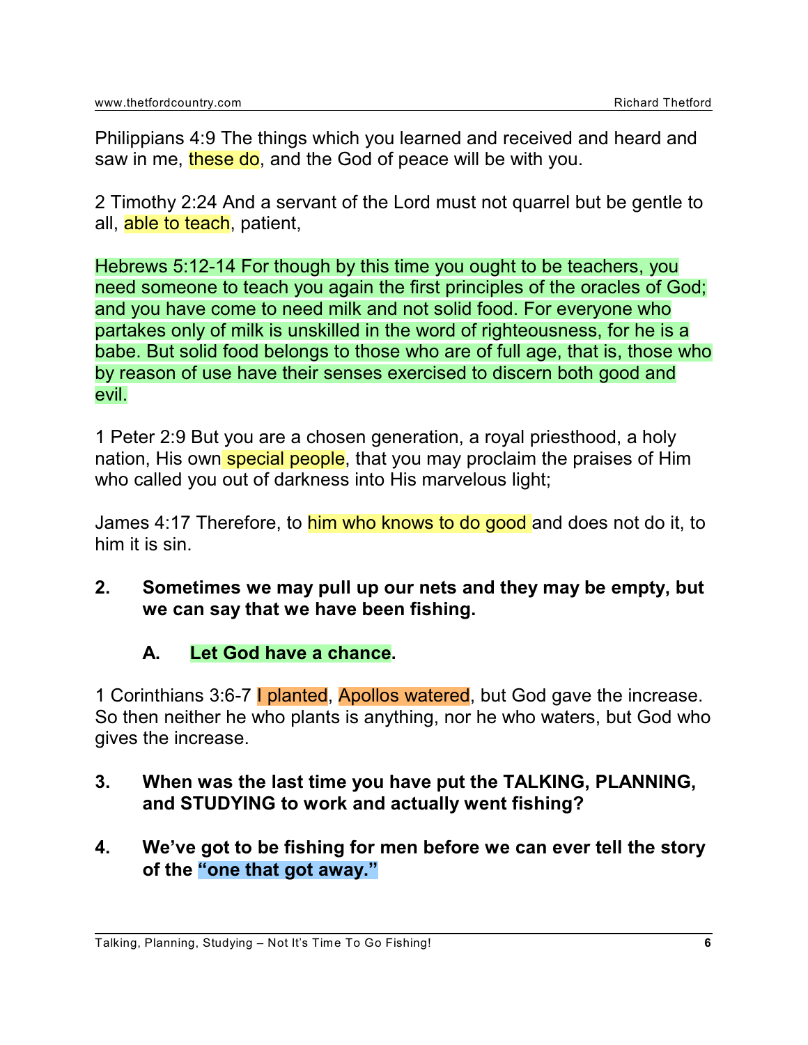Philippians 4:9 The things which you learned and received and heard and saw in me, these do, and the God of peace will be with you.

2 Timothy 2:24 And a servant of the Lord must not quarrel but be gentle to all, able to teach, patient,

Hebrews 5:12-14 For though by this time you ought to be teachers, you need someone to teach you again the first principles of the oracles of God; and you have come to need milk and not solid food. For everyone who partakes only of milk is unskilled in the word of righteousness, for he is a babe. But solid food belongs to those who are of full age, that is, those who by reason of use have their senses exercised to discern both good and evil.

1 Peter 2:9 But you are a chosen generation, a royal priesthood, a holy nation, His own special people, that you may proclaim the praises of Him who called you out of darkness into His marvelous light;

James 4:17 Therefore, to him who knows to do good and does not do it, to him it is sin.

2. **Sometimes we may pull up our nets and they may be empty, but we can say that we have been fishing.**

   A. **Let God have a chance.**

1 Corinthians 3:6-7 I planted, Apollos watered, but God gave the increase. So then neither he who plants is anything, nor he who waters, but God who gives the increase.

3. **When was the last time you have put the TALKING, PLANNING, and STUDYING to work and actually went fishing?**

4. **We've got to be fishing for men before we can ever tell the story of the "one that got away."**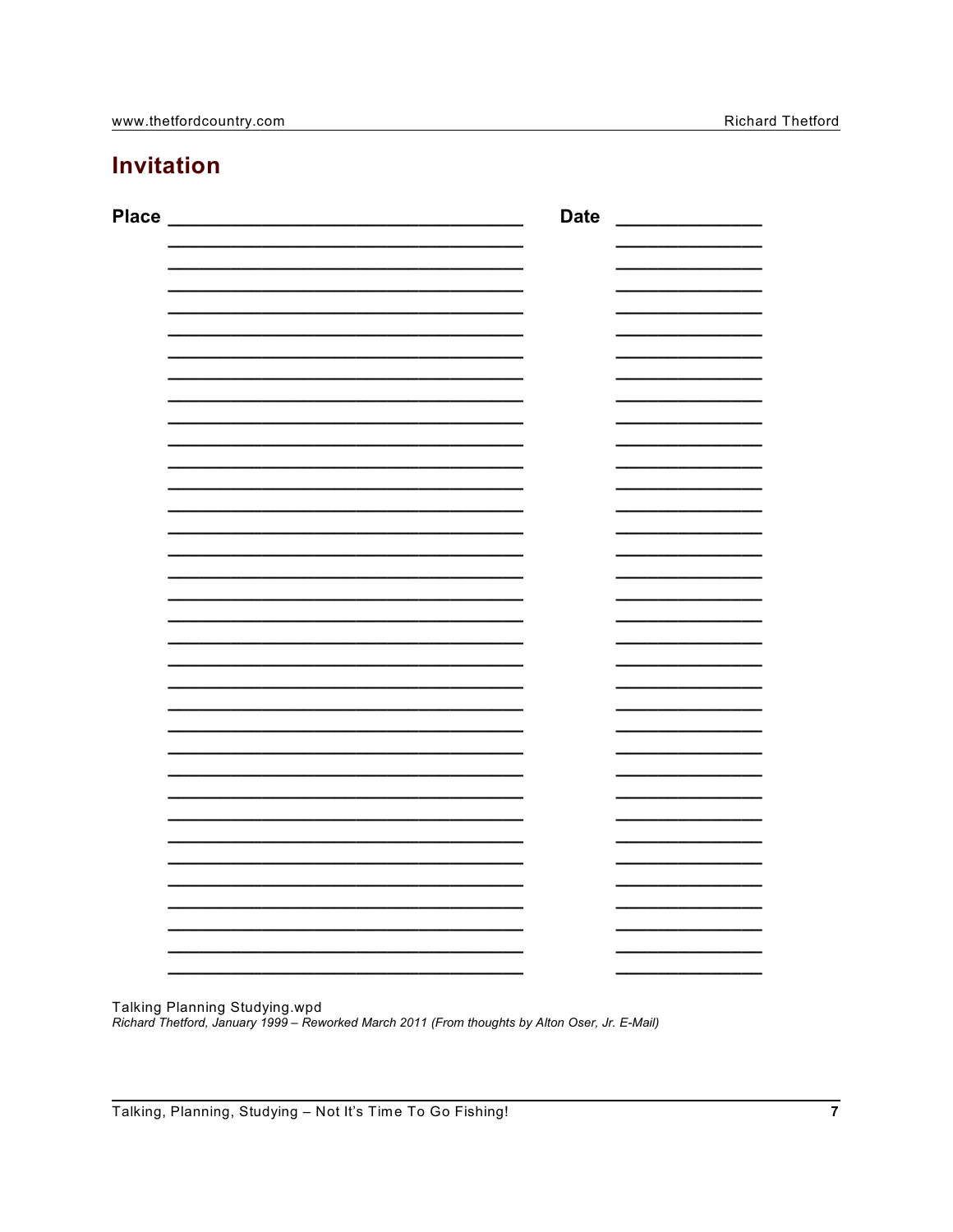## Invitation

| Place | Date |
| --- | --- |
| | |
| | |
| | |
| | |
| | |
| | |
| | |
| | |
| | |
| | |
| | |
| | |
| | |
| | |
| | |
| | |
| | |
| | |
| | |
| | |
| | |
| | |
| | |
| | |
| | |
| | |
| | |
| | |
| | |
| | |
| | |
| | |
| | |
| | |
| | |

Talking Planning Studying.wpd
*Richard Thetford, January 1999 – Reworked March 2011 (From thoughts by Alton Oser, Jr. E-Mail)*